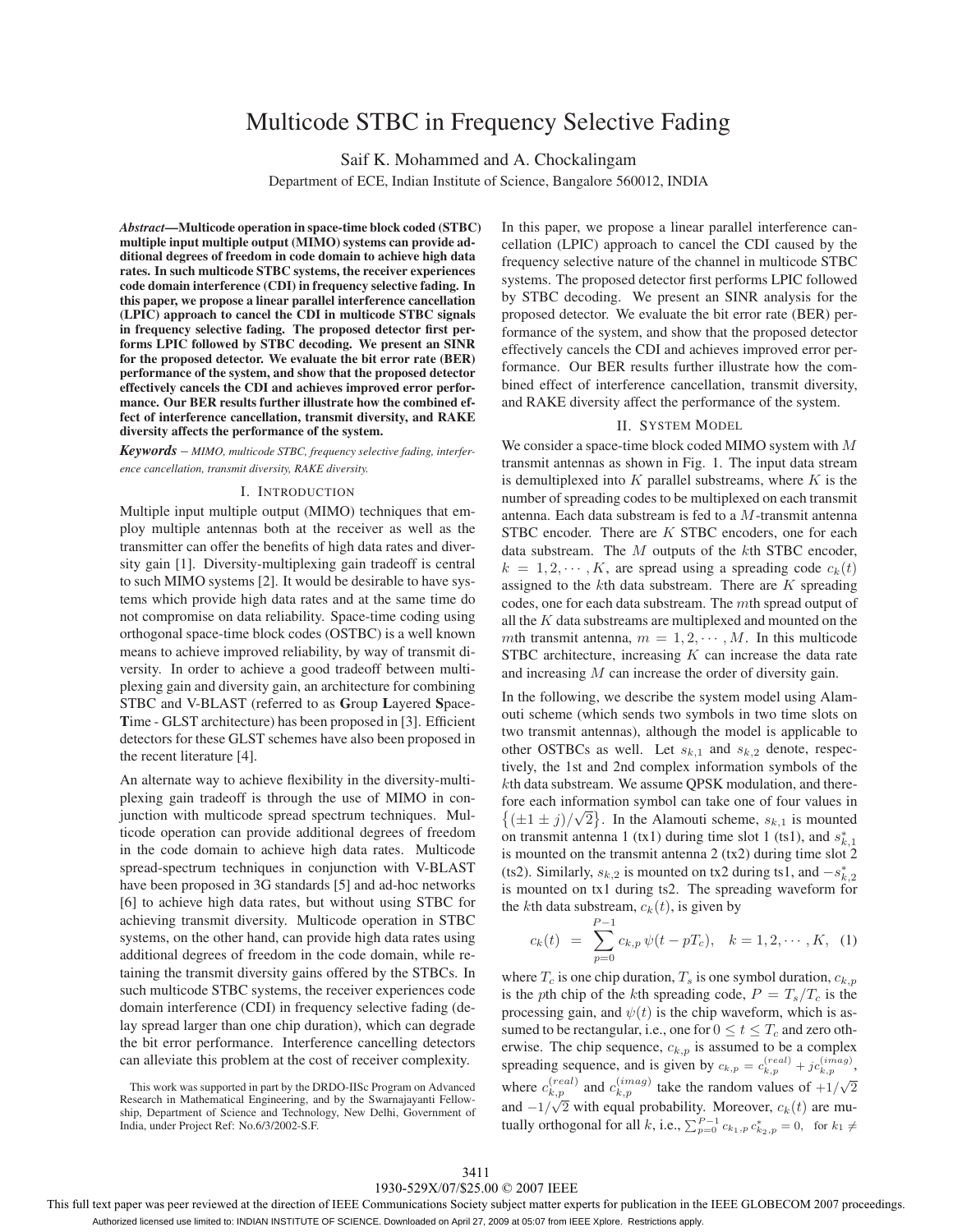# Multicode STBC in Frequency Selective Fading

Saif K. Mohammed and A. Chockalingam

Department of ECE, Indian Institute of Science, Bangalore 560012, INDIA

***Abstract*—Multicode operation in space-time block coded (STBC) multiple input multiple output (MIMO) systems can provide additional degrees of freedom in code domain to achieve high data rates. In such multicode STBC systems, the receiver experiences code domain interference (CDI) in frequency selective fading. In this paper, we propose a linear parallel interference cancellation (LPIC) approach to cancel the CDI in multicode STBC signals in frequency selective fading. The proposed detector first performs LPIC followed by STBC decoding. We present an SINR for the proposed detector. We evaluate the bit error rate (BER) performance of the system, and show that the proposed detector effectively cancels the CDI and achieves improved error performance. Our BER results further illustrate how the combined effect of interference cancellation, transmit diversity, and RAKE diversity affects the performance of the system.**

***Keywords*** – *MIMO, multicode STBC, frequency selective fading, interference cancellation, transmit diversity, RAKE diversity.*

## I. Introduction

Multiple input multiple output (MIMO) techniques that employ multiple antennas both at the receiver as well as the transmitter can offer the benefits of high data rates and diversity gain [1]. Diversity-multiplexing gain tradeoff is central to such MIMO systems [2]. It would be desirable to have systems which provide high data rates and at the same time do not compromise on data reliability. Space-time coding using orthogonal space-time block codes (OSTBC) is a well known means to achieve improved reliability, by way of transmit diversity. In order to achieve a good tradeoff between multiplexing gain and diversity gain, an architecture for combining STBC and V-BLAST (referred to as **G**roup **L**ayered **S**pace-**T**ime - GLST architecture) has been proposed in [3]. Efficient detectors for these GLST schemes have also been proposed in the recent literature [4].

An alternate way to achieve flexibility in the diversity-multiplexing gain tradeoff is through the use of MIMO in conjunction with multicode spread spectrum techniques. Multicode operation can provide additional degrees of freedom in the code domain to achieve high data rates. Multicode spread-spectrum techniques in conjunction with V-BLAST have been proposed in 3G standards [5] and ad-hoc networks [6] to achieve high data rates, but without using STBC for achieving transmit diversity. Multicode operation in STBC systems, on the other hand, can provide high data rates using additional degrees of freedom in the code domain, while retaining the transmit diversity gains offered by the STBCs. In such multicode STBC systems, the receiver experiences code domain interference (CDI) in frequency selective fading (delay spread larger than one chip duration), which can degrade the bit error performance. Interference cancelling detectors can alleviate this problem at the cost of receiver complexity.

This work was supported in part by the DRDO-IISc Program on Advanced Research in Mathematical Engineering, and by the Swarnajayanti Fellowship, Department of Science and Technology, New Delhi, Government of India, under Project Ref: No.6/3/2002-S.F.

In this paper, we propose a linear parallel interference cancellation (LPIC) approach to cancel the CDI caused by the frequency selective nature of the channel in multicode STBC systems. The proposed detector first performs LPIC followed by STBC decoding. We present an SINR analysis for the proposed detector. We evaluate the bit error rate (BER) performance of the system, and show that the proposed detector effectively cancels the CDI and achieves improved error performance. Our BER results further illustrate how the combined effect of interference cancellation, transmit diversity, and RAKE diversity affect the performance of the system.

## II. System Model

We consider a space-time block coded MIMO system with $M$ transmit antennas as shown in Fig. 1. The input data stream is demultiplexed into $K$ parallel substreams, where $K$ is the number of spreading codes to be multiplexed on each transmit antenna. Each data substream is fed to a $M$-transmit antenna STBC encoder. There are $K$ STBC encoders, one for each data substream. The $M$ outputs of the $k$th STBC encoder, $k = 1, 2, \cdots, K$, are spread using a spreading code $c_k(t)$ assigned to the $k$th data substream. There are $K$ spreading codes, one for each data substream. The $m$th spread output of all the $K$ data substreams are multiplexed and mounted on the $m$th transmit antenna, $m = 1, 2, \cdots, M$. In this multicode STBC architecture, increasing $K$ can increase the data rate and increasing $M$ can increase the order of diversity gain.

In the following, we describe the system model using Alamouti scheme (which sends two symbols in two time slots on two transmit antennas), although the model is applicable to other OSTBCs as well. Let $s_{k,1}$ and $s_{k,2}$ denote, respectively, the 1st and 2nd complex information symbols of the $k$th data substream. We assume QPSK modulation, and therefore each information symbol can take one of four values in $\{(\pm 1 \pm j)/\sqrt{2}\}$. In the Alamouti scheme, $s_{k,1}$ is mounted on transmit antenna 1 (tx1) during time slot 1 (ts1), and $s^*_{k,1}$ is mounted on the transmit antenna 2 (tx2) during time slot 2 (ts2). Similarly, $s_{k,2}$ is mounted on tx2 during ts1, and $-s^*_{k,2}$ is mounted on tx1 during ts2. The spreading waveform for the $k$th data substream, $c_k(t)$, is given by

$$c_k(t) \;=\; \sum_{p=0}^{P-1} c_{k,p}\, \psi(t - pT_c), \quad k = 1, 2, \cdots, K, \quad (1)$$

where $T_c$ is one chip duration, $T_s$ is one symbol duration, $c_{k,p}$ is the $p$th chip of the $k$th spreading code, $P = T_s/T_c$ is the processing gain, and $\psi(t)$ is the chip waveform, which is assumed to be rectangular, i.e., one for $0 \leq t \leq T_c$ and zero otherwise. The chip sequence, $c_{k,p}$ is assumed to be a complex spreading sequence, and is given by $c_{k,p} = c^{(real)}_{k,p} + jc^{(imag)}_{k,p}$, where $c^{(real)}_{k,p}$ and $c^{(imag)}_{k,p}$ take the random values of $+1/\sqrt{2}$ and $-1/\sqrt{2}$ with equal probability. Moreover, $c_k(t)$ are mutually orthogonal for all $k$, i.e., $\sum_{p=0}^{P-1} c_{k_1,p}\, c^*_{k_2,p} = 0$, for $k_1 \neq$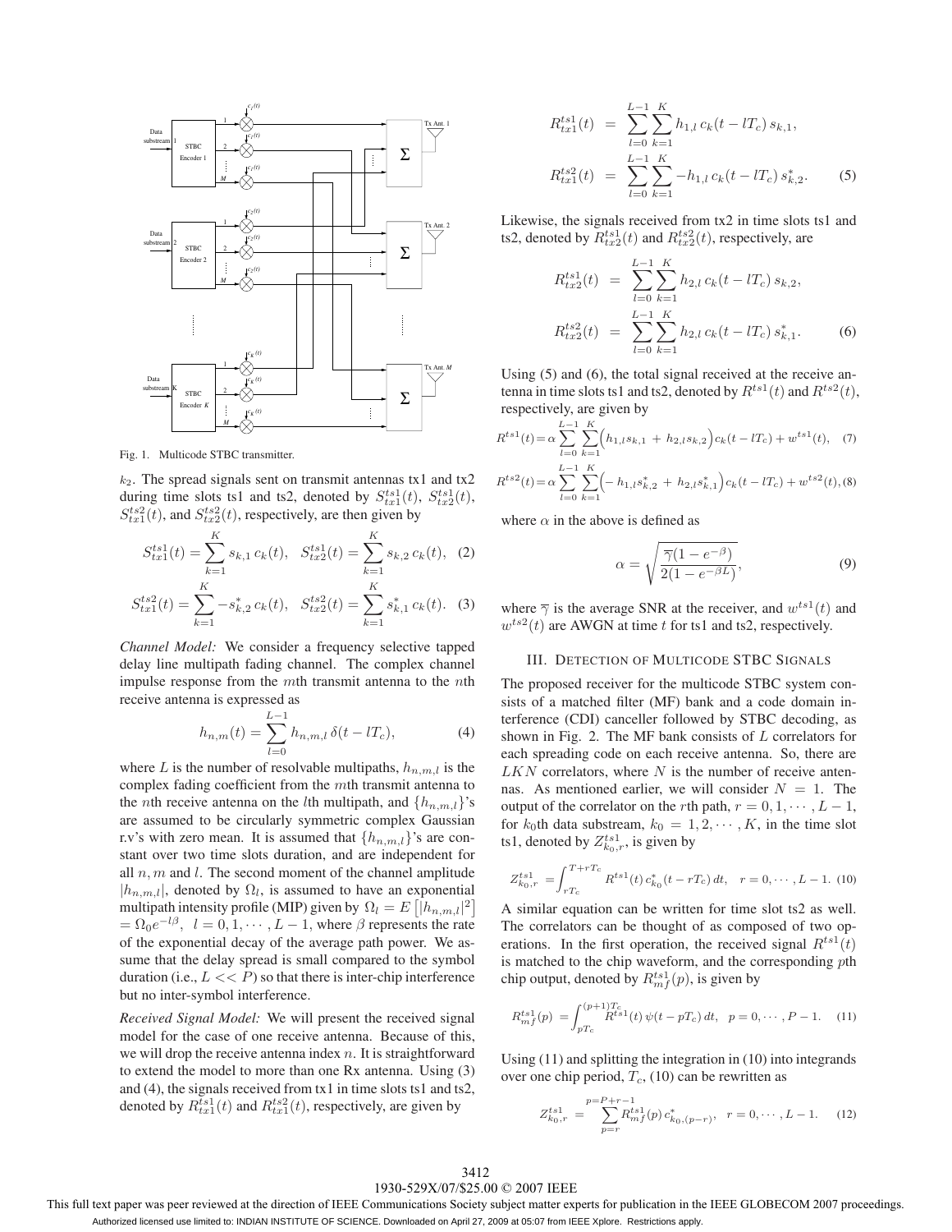Fig. 1. Multicode STBC transmitter.

$k_2$. The spread signals sent on transmit antennas tx1 and tx2 during time slots ts1 and ts2, denoted by $S_{tx1}^{ts1}(t)$, $S_{tx2}^{ts1}(t)$, $S_{tx1}^{ts2}(t)$, and $S_{tx2}^{ts2}(t)$, respectively, are then given by

$$S_{tx1}^{ts1}(t) = \sum_{k=1}^{K} s_{k,1}\, c_k(t), \quad S_{tx2}^{ts1}(t) = \sum_{k=1}^{K} s_{k,2}\, c_k(t), \quad (2)$$

$$S_{tx1}^{ts2}(t) = \sum_{k=1}^{K} -s_{k,2}^{*}\, c_k(t), \quad S_{tx2}^{ts2}(t) = \sum_{k=1}^{K} s_{k,1}^{*}\, c_k(t). \quad (3)$$

*Channel Model:* We consider a frequency selective tapped delay line multipath fading channel. The complex channel impulse response from the $m$th transmit antenna to the $n$th receive antenna is expressed as

$$h_{n,m}(t) = \sum_{l=0}^{L-1} h_{n,m,l}\, \delta(t - lT_c), \quad (4)$$

where $L$ is the number of resolvable multipaths, $h_{n,m,l}$ is the complex fading coefficient from the $m$th transmit antenna to the $n$th receive antenna on the $l$th multipath, and $\{h_{n,m,l}\}$'s are assumed to be circularly symmetric complex Gaussian r.v's with zero mean. It is assumed that $\{h_{n,m,l}\}$'s are constant over two time slots duration, and are independent for all $n, m$ and $l$. The second moment of the channel amplitude $|h_{n,m,l}|$, denoted by $\Omega_l$, is assumed to have an exponential multipath intensity profile (MIP) given by $\Omega_l = E\left[|h_{n,m,l}|^2\right] = \Omega_0 e^{-l\beta}, \; l = 0, 1, \cdots, L-1$, where $\beta$ represents the rate of the exponential decay of the average path power. We assume that the delay spread is small compared to the symbol duration (i.e., $L << P$) so that there is inter-chip interference but no inter-symbol interference.

*Received Signal Model:* We will present the received signal model for the case of one receive antenna. Because of this, we will drop the receive antenna index $n$. It is straightforward to extend the model to more than one Rx antenna. Using (3) and (4), the signals received from tx1 in time slots ts1 and ts2, denoted by $R_{tx1}^{ts1}(t)$ and $R_{tx1}^{ts2}(t)$, respectively, are given by

$$\begin{aligned} R_{tx1}^{ts1}(t) &= \sum_{l=0}^{L-1} \sum_{k=1}^{K} h_{1,l}\, c_k(t - lT_c)\, s_{k,1}, \\ R_{tx1}^{ts2}(t) &= \sum_{l=0}^{L-1} \sum_{k=1}^{K} -h_{1,l}\, c_k(t - lT_c)\, s_{k,2}^{*}. \end{aligned} \quad (5)$$

Likewise, the signals received from tx2 in time slots ts1 and ts2, denoted by $R_{tx2}^{ts1}(t)$ and $R_{tx2}^{ts2}(t)$, respectively, are

$$\begin{aligned} R_{tx2}^{ts1}(t) &= \sum_{l=0}^{L-1} \sum_{k=1}^{K} h_{2,l}\, c_k(t - lT_c)\, s_{k,2}, \\ R_{tx2}^{ts2}(t) &= \sum_{l=0}^{L-1} \sum_{k=1}^{K} h_{2,l}\, c_k(t - lT_c)\, s_{k,1}^{*}. \end{aligned} \quad (6)$$

Using (5) and (6), the total signal received at the receive antenna in time slots ts1 and ts2, denoted by $R^{ts1}(t)$ and $R^{ts2}(t)$, respectively, are given by

$$R^{ts1}(t) = \alpha \sum_{l=0}^{L-1} \sum_{k=1}^{K} \Big( h_{1,l} s_{k,1} \,+\, h_{2,l} s_{k,2} \Big) c_k(t - lT_c) + w^{ts1}(t), \quad (7)$$

$$R^{ts2}(t) = \alpha \sum_{l=0}^{L-1} \sum_{k=1}^{K} \Big( - h_{1,l} s_{k,2}^{*} \,+\, h_{2,l} s_{k,1}^{*} \Big) c_k(t - lT_c) + w^{ts2}(t), \quad (8)$$

where $\alpha$ in the above is defined as

$$\alpha = \sqrt{\frac{\overline{\gamma}(1 - e^{-\beta})}{2(1 - e^{-\beta L})}}, \quad (9)$$

where $\overline{\gamma}$ is the average SNR at the receiver, and $w^{ts1}(t)$ and $w^{ts2}(t)$ are AWGN at time $t$ for ts1 and ts2, respectively.

## III. Detection of Multicode STBC Signals

The proposed receiver for the multicode STBC system consists of a matched filter (MF) bank and a code domain interference (CDI) canceller followed by STBC decoding, as shown in Fig. 2. The MF bank consists of $L$ correlators for each spreading code on each receive antenna. So, there are $LKN$ correlators, where $N$ is the number of receive antennas. As mentioned earlier, we will consider $N = 1$. The output of the correlator on the $r$th path, $r = 0, 1, \cdots, L-1$, for $k_0$th data substream, $k_0 = 1, 2, \cdots, K$, in the time slot ts1, denoted by $Z_{k_0,r}^{ts1}$, is given by

$$Z_{k_0,r}^{ts1} = \int_{rT_c}^{T + rT_c} R^{ts1}(t)\, c_{k_0}^{*}(t - rT_c)\, dt, \quad r = 0, \cdots, L-1. \quad (10)$$

A similar equation can be written for time slot ts2 as well. The correlators can be thought of as composed of two operations. In the first operation, the received signal $R^{ts1}(t)$ is matched to the chip waveform, and the corresponding $p$th chip output, denoted by $R_{mf}^{ts1}(p)$, is given by

$$R_{mf}^{ts1}(p) = \int_{pT_c}^{(p+1)T_c} R^{ts1}(t)\, \psi(t - pT_c)\, dt, \quad p = 0, \cdots, P-1. \quad (11)$$

Using (11) and splitting the integration in (10) into integrands over one chip period, $T_c$, (10) can be rewritten as

$$Z_{k_0,r}^{ts1} = \sum_{p=r}^{p=P+r-1} R_{mf}^{ts1}(p)\, c_{k_0,\langle p-r \rangle}^{*}, \quad r = 0, \cdots, L-1. \quad (12)$$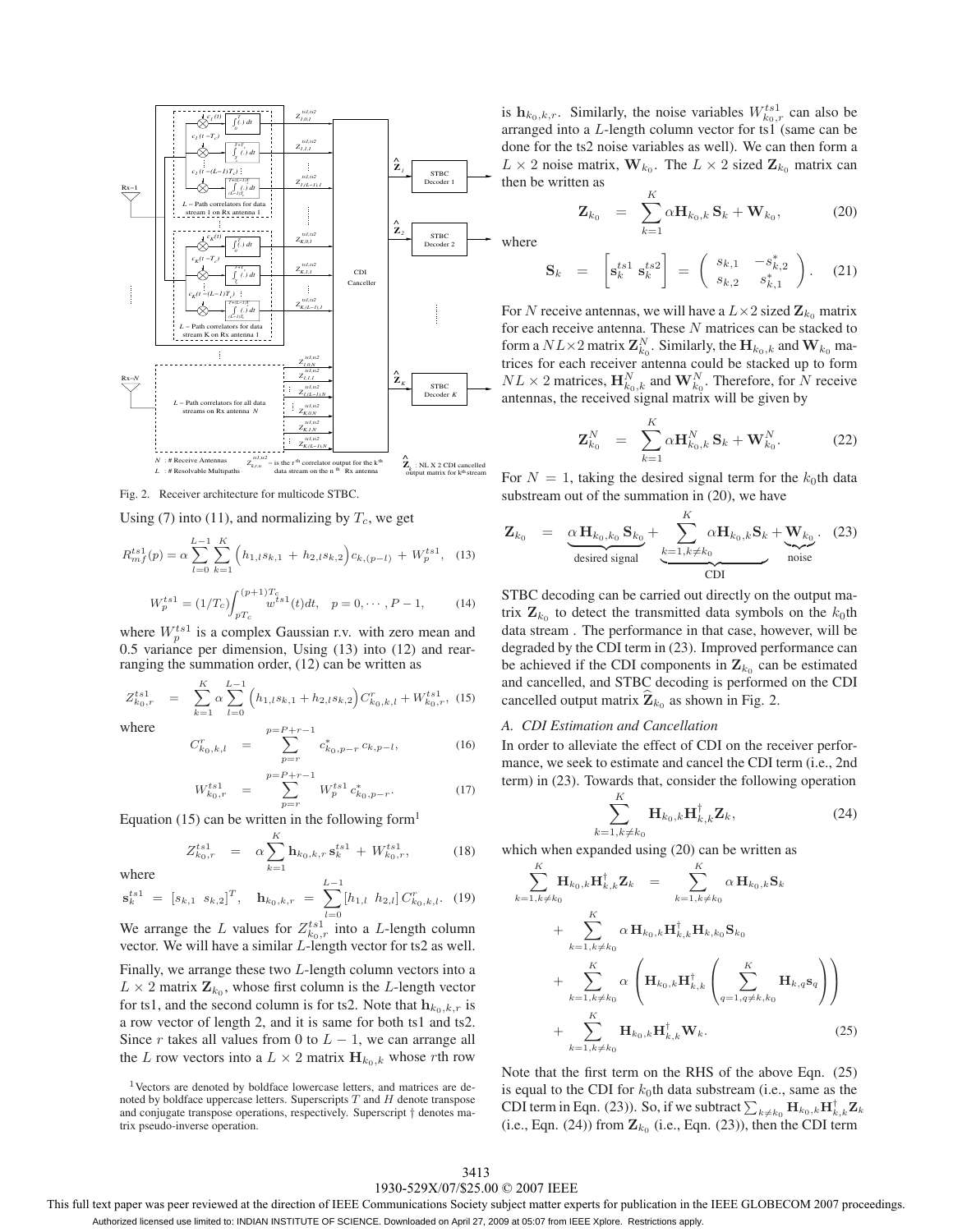Fig. 2. Receiver architecture for multicode STBC.

Using (7) into (11), and normalizing by $T_c$, we get

$$R_{mf}^{ts1}(p) = \alpha \sum_{l=0}^{L-1} \sum_{k=1}^{K} \Big(h_{1,l}s_{k,1} + h_{2,l}s_{k,2}\Big) c_{k,(p-l)} + W_p^{ts1}, \quad (13)$$

$$W_p^{ts1} = (1/T_c)\int_{pT_c}^{(p+1)T_c} w^{ts1}(t)dt, \quad p = 0, \cdots, P-1, \quad (14)$$

where $W_p^{ts1}$ is a complex Gaussian r.v. with zero mean and 0.5 variance per dimension, Using (13) into (12) and rearranging the summation order, (12) can be written as

$$Z_{k_0,r}^{ts1} = \sum_{k=1}^{K} \alpha \sum_{l=0}^{L-1} \Big(h_{1,l}s_{k,1} + h_{2,l}s_{k,2}\Big) C_{k_0,k,l}^{r} + W_{k_0,r}^{ts1}, \quad (15)$$

where

$$C_{k_0,k,l}^{r} = \sum_{p=r}^{p=P+r-1} c_{k_0,p-r}^{*}\, c_{k,p-l}, \quad (16)$$

$$W_{k_0,r}^{ts1} = \sum_{p=r}^{p=P+r-1} W_p^{ts1}\, c_{k_0,p-r}^{*}. \quad (17)$$

Equation (15) can be written in the following form[1]

$$Z_{k_0,r}^{ts1} = \alpha \sum_{k=1}^{K} \mathbf{h}_{k_0,k,r}\, \mathbf{s}_k^{ts1} + W_{k_0,r}^{ts1}, \quad (18)$$

where

$$\mathbf{s}_k^{ts1} = [s_{k,1} \ \ s_{k,2}]^T, \quad \mathbf{h}_{k_0,k,r} = \sum_{l=0}^{L-1} [h_{1,l} \ \ h_{2,l}]\, C_{k_0,k,l}^{r}. \quad (19)$$

We arrange the $L$ values for $Z_{k_0,r}^{ts1}$ into a $L$-length column vector. We will have a similar $L$-length vector for ts2 as well.

Finally, we arrange these two $L$-length column vectors into a $L \times 2$ matrix $\mathbf{Z}_{k_0}$, whose first column is the $L$-length vector for ts1, and the second column is for ts2. Note that $\mathbf{h}_{k_0,k,r}$ is a row vector of length 2, and it is same for both ts1 and ts2. Since $r$ takes all values from 0 to $L-1$, we can arrange all the $L$ row vectors into a $L \times 2$ matrix $\mathbf{H}_{k_0,k}$ whose $r$th row is $\mathbf{h}_{k_0,k,r}$. Similarly, the noise variables $W_{k_0,r}^{ts1}$ can also be arranged into a $L$-length column vector for ts1 (same can be done for the ts2 noise variables as well). We can then form a $L \times 2$ noise matrix, $\mathbf{W}_{k_0}$. The $L \times 2$ sized $\mathbf{Z}_{k_0}$ matrix can then be written as

$$\mathbf{Z}_{k_0} = \sum_{k=1}^{K} \alpha \mathbf{H}_{k_0,k}\, \mathbf{S}_k + \mathbf{W}_{k_0}, \quad (20)$$

where

$$\mathbf{S}_k = \Big[\mathbf{s}_k^{ts1} \ \ \mathbf{s}_k^{ts2}\Big] = \begin{pmatrix} s_{k,1} & -s_{k,2}^{*} \\ s_{k,2} & s_{k,1}^{*} \end{pmatrix}. \quad (21)$$

For $N$ receive antennas, we will have a $L \times 2$ sized $\mathbf{Z}_{k_0}$ matrix for each receive antenna. These $N$ matrices can be stacked to form a $NL \times 2$ matrix $\mathbf{Z}_{k_0}^{N}$. Similarly, the $\mathbf{H}_{k_0,k}$ and $\mathbf{W}_{k_0}$ matrices for each receiver antenna could be stacked up to form $NL \times 2$ matrices, $\mathbf{H}_{k_0,k}^{N}$ and $\mathbf{W}_{k_0}^{N}$. Therefore, for $N$ receive antennas, the received signal matrix will be given by

$$\mathbf{Z}_{k_0}^{N} = \sum_{k=1}^{K} \alpha \mathbf{H}_{k_0,k}^{N}\, \mathbf{S}_k + \mathbf{W}_{k_0}^{N}. \quad (22)$$

For $N = 1$, taking the desired signal term for the $k_0$th data substream out of the summation in (20), we have

$$\mathbf{Z}_{k_0} = \underbrace{\alpha\, \mathbf{H}_{k_0,k_0}\, \mathbf{S}_{k_0}}_{\text{desired signal}} + \underbrace{\sum_{k=1,k\neq k_0}^{K} \alpha \mathbf{H}_{k_0,k} \mathbf{S}_k}_{\text{CDI}} + \underbrace{\mathbf{W}_{k_0}}_{\text{noise}}. \quad (23)$$

STBC decoding can be carried out directly on the output matrix $\mathbf{Z}_{k_0}$ to detect the transmitted data symbols on the $k_0$th data stream . The performance in that case, however, will be degraded by the CDI term in (23). Improved performance can be achieved if the CDI components in $\mathbf{Z}_{k_0}$ can be estimated and cancelled, and STBC decoding is performed on the CDI cancelled output matrix $\widehat{\mathbf{Z}}_{k_0}$ as shown in Fig. 2.

### A. CDI Estimation and Cancellation

In order to alleviate the effect of CDI on the receiver performance, we seek to estimate and cancel the CDI term (i.e., 2nd term) in (23). Towards that, consider the following operation

$$\sum_{k=1,k\neq k_0}^{K} \mathbf{H}_{k_0,k} \mathbf{H}_{k,k}^{\dagger} \mathbf{Z}_k, \quad (24)$$

which when expanded using (20) can be written as

$$\begin{aligned}
\sum_{k=1,k\neq k_0}^{K} \mathbf{H}_{k_0,k} \mathbf{H}_{k,k}^{\dagger} \mathbf{Z}_k = & \sum_{k=1,k\neq k_0}^{K} \alpha\, \mathbf{H}_{k_0,k} \mathbf{S}_k \\
& + \sum_{k=1,k\neq k_0}^{K} \alpha\, \mathbf{H}_{k_0,k} \mathbf{H}_{k,k}^{\dagger} \mathbf{H}_{k,k_0} \mathbf{S}_{k_0} \\
& + \sum_{k=1,k\neq k_0}^{K} \alpha \left( \mathbf{H}_{k_0,k} \mathbf{H}_{k,k}^{\dagger} \left( \sum_{q=1,q\neq k,k_0}^{K} \mathbf{H}_{k,q} \mathbf{s}_q \right) \right) \\
& + \sum_{k=1,k\neq k_0}^{K} \mathbf{H}_{k_0,k} \mathbf{H}_{k,k}^{\dagger} \mathbf{W}_k. \quad (25)
\end{aligned}$$

Note that the first term on the RHS of the above Eqn. (25) is equal to the CDI for $k_0$th data substream (i.e., same as the CDI term in Eqn. (23)). So, if we subtract $\sum_{k\neq k_0} \mathbf{H}_{k_0,k} \mathbf{H}_{k,k}^{\dagger} \mathbf{Z}_k$ (i.e., Eqn. (24)) from $\mathbf{Z}_{k_0}$ (i.e., Eqn. (23)), then the CDI term

[1] Vectors are denoted by boldface lowercase letters, and matrices are denoted by boldface uppercase letters. Superscripts $T$ and $H$ denote transpose and conjugate transpose operations, respectively. Superscript $\dagger$ denotes matrix pseudo-inverse operation.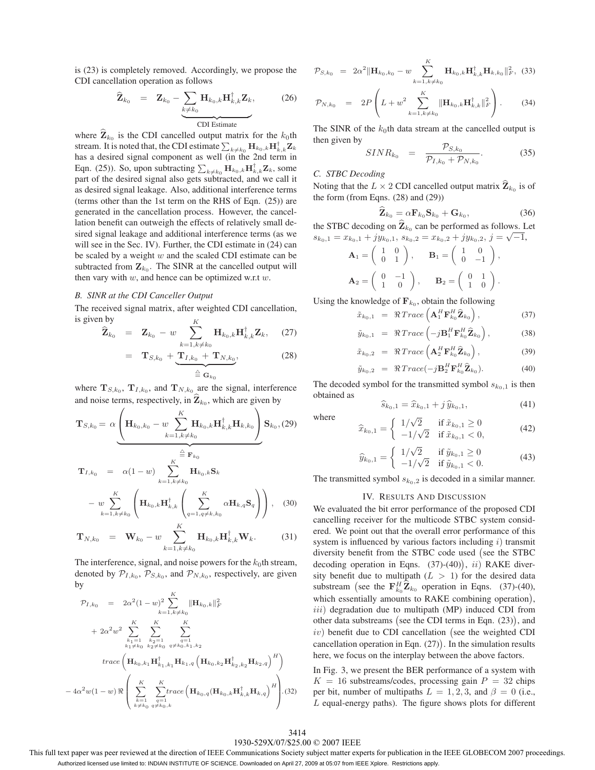is (23) is completely removed. Accordingly, we propose the CDI cancellation operation as follows

$$\widehat{\mathbf{Z}}_{k_0} = \mathbf{Z}_{k_0} - \underbrace{\sum_{k \neq k_0} \mathbf{H}_{k_0,k} \mathbf{H}_{k,k}^{\dagger} \mathbf{Z}_k}_{\text{CDI Estimate}}, \tag{26}$$

where $\widehat{\mathbf{Z}}_{k_0}$ is the CDI cancelled output matrix for the $k_0$th stream. It is noted that, the CDI estimate $\sum_{k \neq k_0} \mathbf{H}_{k_0,k} \mathbf{H}_{k,k}^{\dagger} \mathbf{Z}_k$ has a desired signal component as well (in the 2nd term in Eqn. (25)). So, upon subtracting $\sum_{k \neq k_0} \mathbf{H}_{k_0,k} \mathbf{H}_{k,k}^{\dagger} \mathbf{Z}_k$, some part of the desired signal also gets subtracted, and we call it as desired signal leakage. Also, additional interference terms (terms other than the 1st term on the RHS of Eqn. (25)) are generated in the cancellation process. However, the cancellation benefit can outweigh the effects of relatively small desired signal leakage and additional interference terms (as we will see in the Sec. IV). Further, the CDI estimate in (24) can be scaled by a weight $w$ and the scaled CDI estimate can be subtracted from $\mathbf{Z}_{k_0}$. The SINR at the cancelled output will then vary with $w$, and hence can be optimized w.r.t $w$.

### B. SINR at the CDI Canceller Output

The received signal matrix, after weighted CDI cancellation, is given by

$$\widehat{\mathbf{Z}}_{k_0} = \mathbf{Z}_{k_0} - w \sum_{k=1, k \neq k_0}^{K} \mathbf{H}_{k_0,k} \mathbf{H}_{k,k}^{\dagger} \mathbf{Z}_k, \tag{27}$$

$$= \mathbf{T}_{S,k_0} + \underbrace{\mathbf{T}_{I,k_0} + \mathbf{T}_{N,k_0}}_{\triangleq \, \mathbf{G}_{k_0}}, \tag{28}$$

where $\mathbf{T}_{S,k_0}$, $\mathbf{T}_{I,k_0}$, and $\mathbf{T}_{N,k_0}$ are the signal, interference and noise terms, respectively, in $\widehat{\mathbf{Z}}_{k_0}$, which are given by

$$\mathbf{T}_{S,k_0} = \underbrace{\alpha \left( \mathbf{H}_{k_0,k_0} - w \sum_{k=1, k \neq k_0}^{K} \mathbf{H}_{k_0,k} \mathbf{H}_{k,k}^{\dagger} \mathbf{H}_{k,k_0} \right)}_{\triangleq \, \mathbf{F}_{k_0}} \mathbf{S}_{k_0}, \tag{29}$$

$$\mathbf{T}_{I,k_0} = \alpha(1-w) \sum_{k=1, k \neq k_0}^{K} \mathbf{H}_{k_0,k} \mathbf{S}_k - w \sum_{k=1, k \neq k_0}^{K} \left( \mathbf{H}_{k_0,k} \mathbf{H}_{k,k}^{\dagger} \left( \sum_{q=1, q \neq k, k_0}^{K} \alpha \mathbf{H}_{k,q} \mathbf{S}_q \right) \right), \tag{30}$$

$$\mathbf{T}_{N,k_0} = \mathbf{W}_{k_0} - w \sum_{k=1, k \neq k_0}^{K} \mathbf{H}_{k_0,k} \mathbf{H}_{k,k}^{\dagger} \mathbf{W}_k. \tag{31}$$

The interference, signal, and noise powers for the $k_0$th stream, denoted by $\mathcal{P}_{I,k_0}$, $\mathcal{P}_{S,k_0}$, and $\mathcal{P}_{N,k_0}$, respectively, are given by

$$\begin{aligned}
\mathcal{P}_{I,k_0} &= 2\alpha^2(1-w)^2 \sum_{k=1, k \neq k_0}^{K} \|\mathbf{H}_{k_0,k}\|_F^2 \\
&+ 2\alpha^2 w^2 \sum_{\substack{k_1=1 \\ k_1 \neq k_0}}^{K} \sum_{\substack{k_2=1 \\ k_2 \neq k_0}}^{K} \sum_{\substack{q=1 \\ q \neq k_0, k_1, k_2}}^{K} trace\left( \mathbf{H}_{k_0,k_1} \mathbf{H}_{k_1,k_1}^{\dagger} \mathbf{H}_{k_1,q} \left( \mathbf{H}_{k_0,k_2} \mathbf{H}_{k_2,k_2}^{\dagger} \mathbf{H}_{k_2,q} \right)^H \right) \\
&- 4\alpha^2 w(1-w) \Re \left( \sum_{\substack{k=1 \\ k \neq k_0}}^{K} \sum_{\substack{q=1 \\ q \neq k_0, k}}^{K} trace\left( \mathbf{H}_{k_0,q} (\mathbf{H}_{k_0,k} \mathbf{H}_{k,k}^{\dagger} \mathbf{H}_{k,q})^H \right) \right). 
\end{aligned} \tag{32}$$

$$\mathcal{P}_{S,k_0} = 2\alpha^2 \|\mathbf{H}_{k_0,k_0} - w \sum_{k=1, k \neq k_0}^{K} \mathbf{H}_{k_0,k} \mathbf{H}_{k,k}^{\dagger} \mathbf{H}_{k,k_0}\|_F^2, \tag{33}$$

$$\mathcal{P}_{N,k_0} = 2P \left( L + w^2 \sum_{k=1, k \neq k_0}^{K} \|\mathbf{H}_{k_0,k} \mathbf{H}_{k,k}^{\dagger}\|_F^2 \right). \tag{34}$$

The SINR of the $k_0$th data stream at the cancelled output is then given by

$$SINR_{k_0} = \frac{\mathcal{P}_{S,k_0}}{\mathcal{P}_{I,k_0} + \mathcal{P}_{N,k_0}}. \tag{35}$$

### C. STBC Decoding

Noting that the $L \times 2$ CDI cancelled output matrix $\widehat{\mathbf{Z}}_{k_0}$ is of the form (from Eqns. (28) and (29))

$$\widehat{\mathbf{Z}}_{k_0} = \alpha \mathbf{F}_{k_0} \mathbf{S}_{k_0} + \mathbf{G}_{k_0}, \tag{36}$$

the STBC decoding on $\widehat{\mathbf{Z}}_{k_0}$ can be performed as follows. Let $s_{k_0,1} = x_{k_0,1} + jy_{k_0,1}$, $s_{k_0,2} = x_{k_0,2} + jy_{k_0,2}$, $j = \sqrt{-1}$,

$$\mathbf{A}_1 = \begin{pmatrix} 1 & 0 \\ 0 & 1 \end{pmatrix}, \quad \mathbf{B}_1 = \begin{pmatrix} 1 & 0 \\ 0 & -1 \end{pmatrix},$$

$$\mathbf{A}_2 = \begin{pmatrix} 0 & -1 \\ 1 & 0 \end{pmatrix}, \quad \mathbf{B}_2 = \begin{pmatrix} 0 & 1 \\ 1 & 0 \end{pmatrix}.$$

Using the knowledge of $\mathbf{F}_{k_0}$, obtain the following

$$\tilde{x}_{k_0,1} = \Re Trace\left( \mathbf{A}_1^H \mathbf{F}_{k_0}^H \widehat{\mathbf{Z}}_{k_0} \right), \tag{37}$$

$$\tilde{y}_{k_0,1} = \Re Trace\left( -j\mathbf{B}_1^H \mathbf{F}_{k_0}^H \widehat{\mathbf{Z}}_{k_0} \right), \tag{38}$$

$$\tilde{x}_{k_0,2} = \Re Trace\left( \mathbf{A}_2^H \mathbf{F}_{k_0}^H \widehat{\mathbf{Z}}_{k_0} \right), \tag{39}$$

$$\tilde{y}_{k_0,2} = \Re Trace(-j\mathbf{B}_2^H \mathbf{F}_{k_0}^H \widehat{\mathbf{Z}}_{k_0}). \tag{40}$$

The decoded symbol for the transmitted symbol $s_{k_0,1}$ is then obtained as

$$\widehat{s}_{k_0,1} = \widehat{x}_{k_0,1} + j\,\widehat{y}_{k_0,1}, \tag{41}$$

where

$$\widehat{x}_{k_0,1} = \begin{cases} 1/\sqrt{2} & \text{if } \tilde{x}_{k_0,1} \geq 0 \\ -1/\sqrt{2} & \text{if } \tilde{x}_{k_0,1} < 0, \end{cases} \tag{42}$$

$$\widehat{y}_{k_0,1} = \begin{cases} 1/\sqrt{2} & \text{if } \tilde{y}_{k_0,1} \geq 0 \\ -1/\sqrt{2} & \text{if } \tilde{y}_{k_0,1} < 0. \end{cases} \tag{43}$$

The transmitted symbol $s_{k_0,2}$ is decoded in a similar manner.

## IV. Results And Discussion

We evaluated the bit error performance of the proposed CDI cancelling receiver for the multicode STBC system considered. We point out that the overall error performance of this system is influenced by various factors including $i)$ transmit diversity benefit from the STBC code used (see the STBC decoding operation in Eqns. (37)-(40)), $ii)$ RAKE diversity benefit due to multipath ($L > 1$) for the desired data substream (see the $\mathbf{F}_{k_0}^H \widehat{\mathbf{Z}}_{k_0}$ operation in Eqns. (37)-(40), which essentially amounts to RAKE combining operation), $iii)$ degradation due to multipath (MP) induced CDI from other data substreams (see the CDI terms in Eqn. (23)), and $iv)$ benefit due to CDI cancellation (see the weighted CDI cancellation operation in Eqn. (27)). In the simulation results here, we focus on the interplay between the above factors.

In Fig. 3, we present the BER performance of a system with $K = 16$ substreams/codes, processing gain $P = 32$ chips per bit, number of multipaths $L = 1, 2, 3$, and $\beta = 0$ (i.e., $L$ equal-energy paths). The figure shows plots for different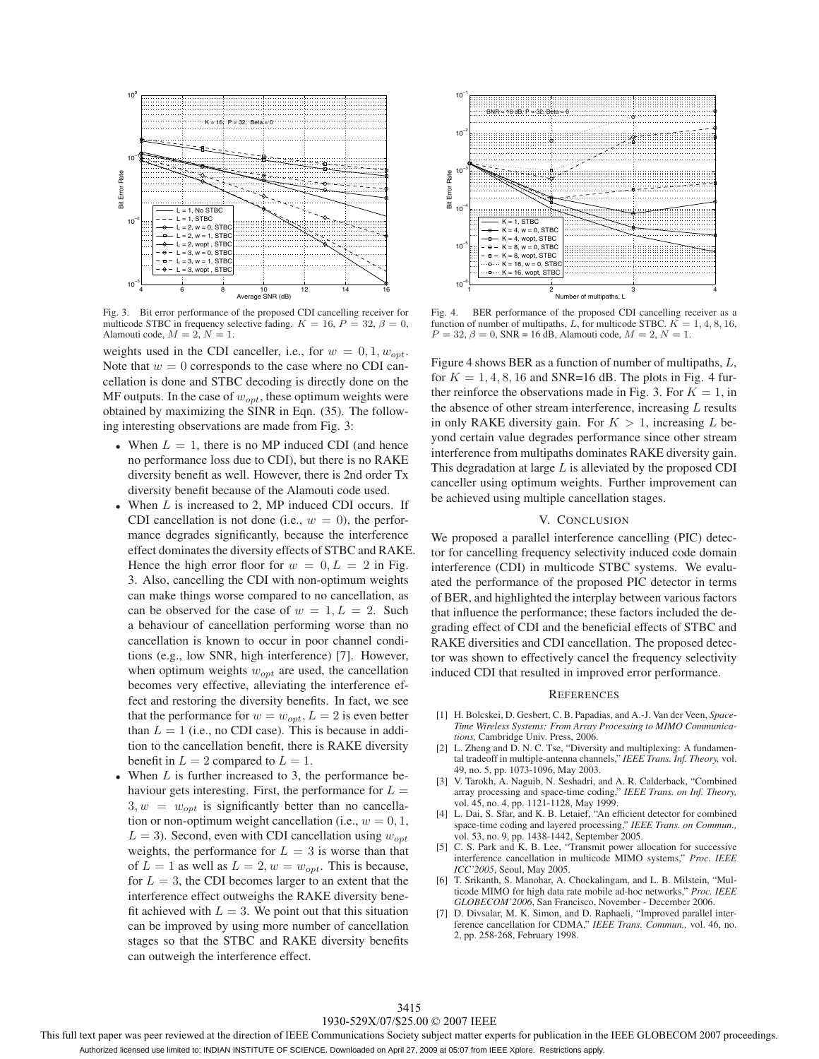K = 16, P = 32, Beta = 0

Bit Error Rate

Average SNR (dB)

L = 1, No STBC
L = 1, STBC
L = 2, w = 0, STBC
L = 2, w = 1, STBC
L = 2, wopt, STBC
L = 3, w = 0, STBC
L = 3, w = 1, STBC
L = 3, wopt, STBC

Fig. 3. Bit error performance of the proposed CDI cancelling receiver for multicode STBC in frequency selective fading. $K = 16$, $P = 32$, $\beta = 0$, Alamouti code, $M = 2$, $N = 1$.

weights used in the CDI canceller, i.e., for $w = 0, 1, w_{opt}$. Note that $w = 0$ corresponds to the case where no CDI cancellation is done and STBC decoding is directly done on the MF outputs. In the case of $w_{opt}$, these optimum weights were obtained by maximizing the SINR in Eqn. (35). The following interesting observations are made from Fig. 3:

- When $L = 1$, there is no MP induced CDI (and hence no performance loss due to CDI), but there is no RAKE diversity benefit as well. However, there is 2nd order Tx diversity benefit because of the Alamouti code used.
- When $L$ is increased to 2, MP induced CDI occurs. If CDI cancellation is not done (i.e., $w = 0$), the performance degrades significantly, because the interference effect dominates the diversity effects of STBC and RAKE. Hence the high error floor for $w = 0, L = 2$ in Fig. 3. Also, cancelling the CDI with non-optimum weights can make things worse compared to no cancellation, as can be observed for the case of $w = 1, L = 2$. Such a behaviour of cancellation performing worse than no cancellation is known to occur in poor channel conditions (e.g., low SNR, high interference) [7]. However, when optimum weights $w_{opt}$ are used, the cancellation becomes very effective, alleviating the interference effect and restoring the diversity benefits. In fact, we see that the performance for $w = w_{opt}, L = 2$ is even better than $L = 1$ (i.e., no CDI case). This is because in addition to the cancellation benefit, there is RAKE diversity benefit in $L = 2$ compared to $L = 1$.
- When $L$ is further increased to 3, the performance behaviour gets interesting. First, the performance for $L = 3, w = w_{opt}$ is significantly better than no cancellation or non-optimum weight cancellation (i.e., $w = 0, 1$, $L = 3$). Second, even with CDI cancellation using $w_{opt}$ weights, the performance for $L = 3$ is worse than that of $L = 1$ as well as $L = 2, w = w_{opt}$. This is because, for $L = 3$, the CDI becomes larger to an extent that the interference effect outweighs the RAKE diversity benefit achieved with $L = 3$. We point out that this situation can be improved by using more number of cancellation stages so that the STBC and RAKE diversity benefits can outweigh the interference effect.

SNR = 16 dB, P = 32, Beta = 0

Bit Error Rate

Number of multipaths, L

K = 1, STBC
K = 4, w = 0, STBC
K = 4, wopt, STBC
K = 8, w = 0, STBC
K = 8, wopt, STBC
K = 16, w = 0, STBC
K = 16, wopt, STBC

Fig. 4. BER performance of the proposed CDI cancelling receiver as a function of number of multipaths, $L$, for multicode STBC. $K = 1, 4, 8, 16$, $P = 32$, $\beta = 0$, SNR = 16 dB, Alamouti code, $M = 2$, $N = 1$.

Figure 4 shows BER as a function of number of multipaths, $L$, for $K = 1, 4, 8, 16$ and SNR=16 dB. The plots in Fig. 4 further reinforce the observations made in Fig. 3. For $K = 1$, in the absence of other stream interference, increasing $L$ results in only RAKE diversity gain. For $K > 1$, increasing $L$ beyond certain value degrades performance since other stream interference from multipaths dominates RAKE diversity gain. This degradation at large $L$ is alleviated by the proposed CDI canceller using optimum weights. Further improvement can be achieved using multiple cancellation stages.

## V. Conclusion

We proposed a parallel interference cancelling (PIC) detector for cancelling frequency selectivity induced code domain interference (CDI) in multicode STBC systems. We evaluated the performance of the proposed PIC detector in terms of BER, and highlighted the interplay between various factors that influence the performance; these factors included the degrading effect of CDI and the beneficial effects of STBC and RAKE diversities and CDI cancellation. The proposed detector was shown to effectively cancel the frequency selectivity induced CDI that resulted in improved error performance.

## References

[1] H. Bolcskei, D. Gesbert, C. B. Papadias, and A.-J. Van der Veen, *Space-Time Wireless Systems: From Array Processing to MIMO Communications,* Cambridge Univ. Press, 2006.

[2] L. Zheng and D. N. C. Tse, "Diversity and multiplexing: A fundamental tradeoff in multiple-antenna channels," *IEEE Trans. Inf. Theory,* vol. 49, no. 5, pp. 1073-1096, May 2003.

[3] V. Tarokh, A. Naguib, N. Seshadri, and A. R. Calderback, "Combined array processing and space-time coding," *IEEE Trans. on Inf. Theory,* vol. 45, no. 4, pp. 1121-1128, May 1999.

[4] L. Dai, S. Sfar, and K. B. Letaief, "An efficient detector for combined space-time coding and layered processing," *IEEE Trans. on Commun.,* vol. 53, no. 9, pp. 1438-1442, September 2005.

[5] C. S. Park and K. B. Lee, "Transmit power allocation for successive interference cancellation in multicode MIMO systems," *Proc. IEEE ICC'2005*, Seoul, May 2005.

[6] T. Srikanth, S. Manohar, A. Chockalingam, and L. B. Milstein, "Multicode MIMO for high data rate mobile ad-hoc networks," *Proc. IEEE GLOBECOM'2006*, San Francisco, November - December 2006.

[7] D. Divsalar, M. K. Simon, and D. Raphaeli, "Improved parallel interference cancellation for CDMA," *IEEE Trans. Commun.,* vol. 46, no. 2, pp. 258-268, February 1998.